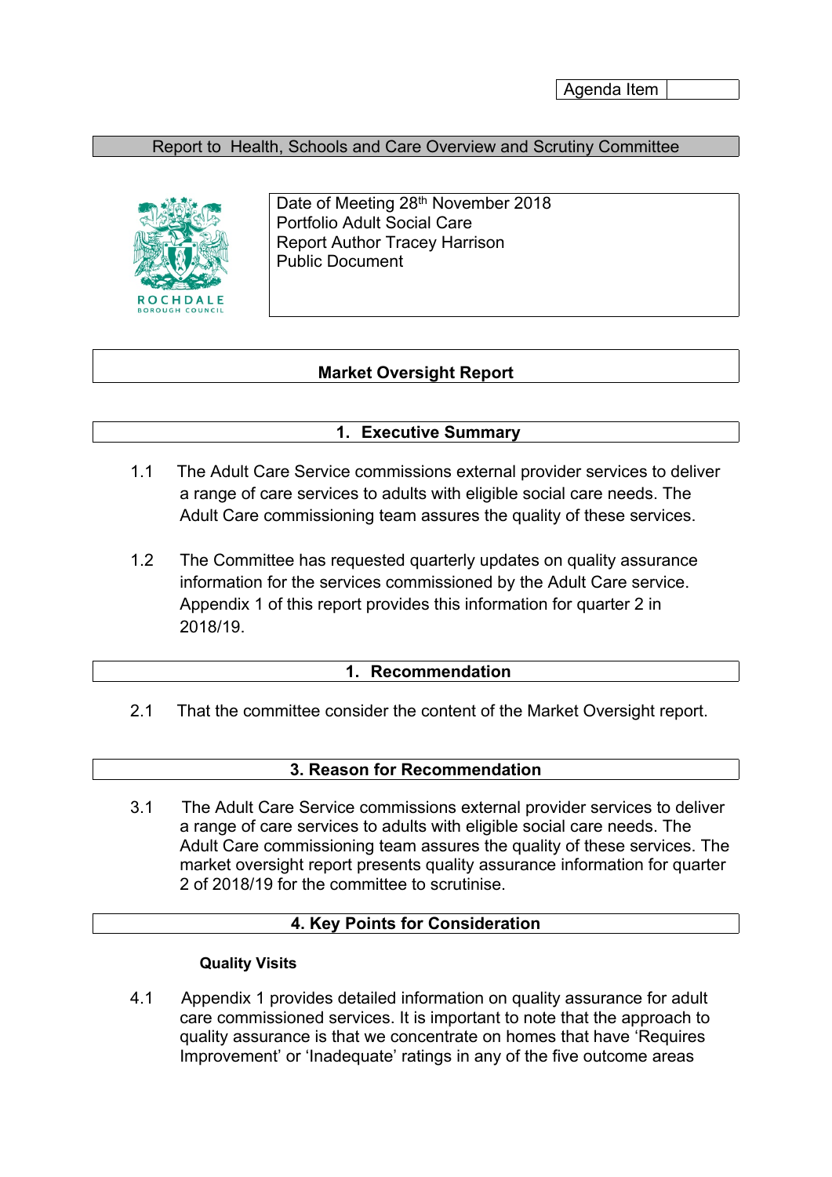Agenda Item

Report to Health, Schools and Care Overview and Scrutiny Committee

ROCHDALE BOROUGH COUNCIL

Date of Meeting 28th November 2018
Portfolio Adult Social Care
Report Author Tracey Harrison
Public Document

# Market Oversight Report

## 1. Executive Summary

1.1 The Adult Care Service commissions external provider services to deliver a range of care services to adults with eligible social care needs. The Adult Care commissioning team assures the quality of these services.

1.2 The Committee has requested quarterly updates on quality assurance information for the services commissioned by the Adult Care service. Appendix 1 of this report provides this information for quarter 2 in 2018/19.

## 1. Recommendation

2.1 That the committee consider the content of the Market Oversight report.

## 3. Reason for Recommendation

3.1 The Adult Care Service commissions external provider services to deliver a range of care services to adults with eligible social care needs. The Adult Care commissioning team assures the quality of these services. The market oversight report presents quality assurance information for quarter 2 of 2018/19 for the committee to scrutinise.

## 4. Key Points for Consideration

**Quality Visits**

4.1 Appendix 1 provides detailed information on quality assurance for adult care commissioned services. It is important to note that the approach to quality assurance is that we concentrate on homes that have 'Requires Improvement' or 'Inadequate' ratings in any of the five outcome areas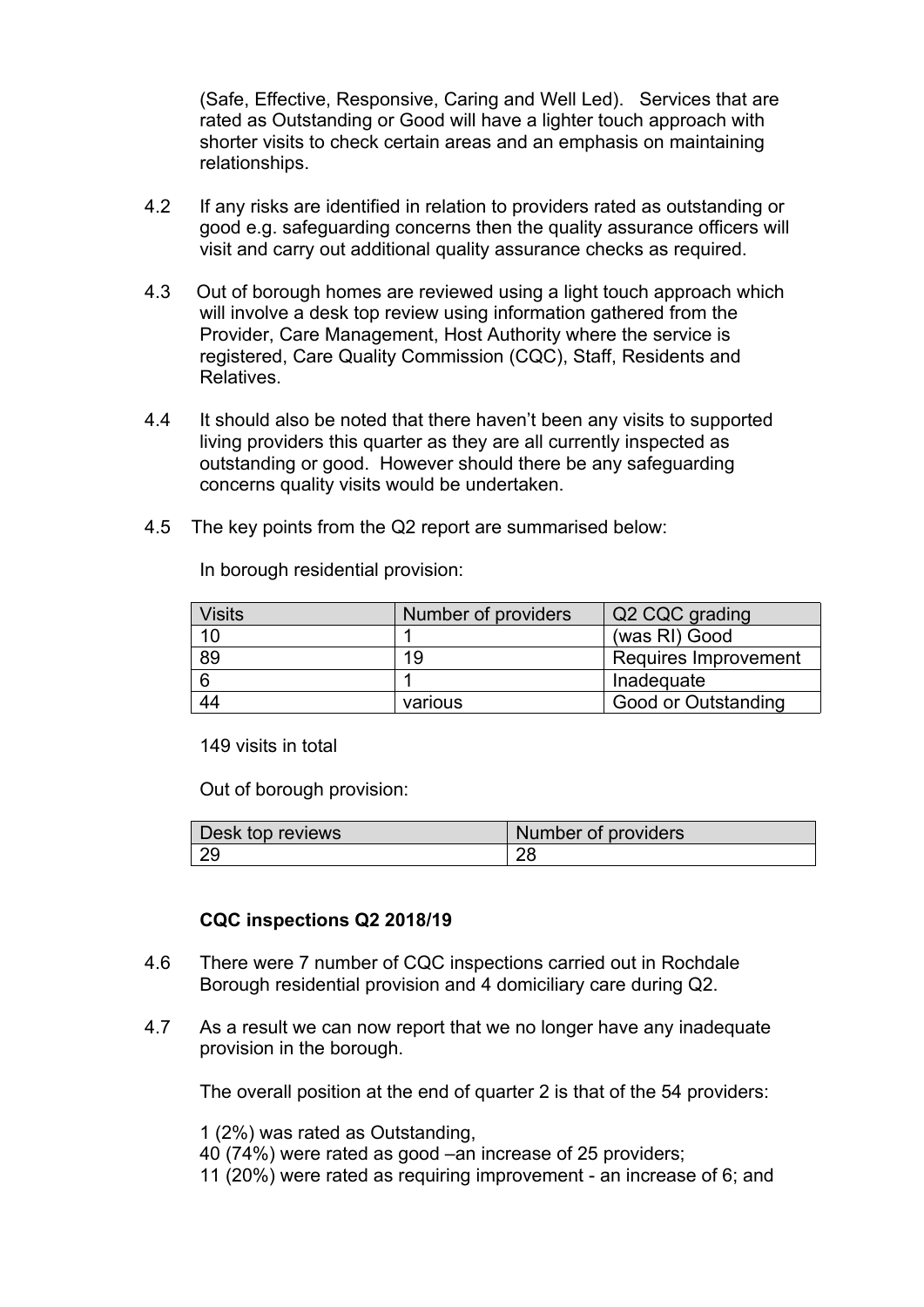(Safe, Effective, Responsive, Caring and Well Led). Services that are rated as Outstanding or Good will have a lighter touch approach with shorter visits to check certain areas and an emphasis on maintaining relationships.

4.2 If any risks are identified in relation to providers rated as outstanding or good e.g. safeguarding concerns then the quality assurance officers will visit and carry out additional quality assurance checks as required.

4.3 Out of borough homes are reviewed using a light touch approach which will involve a desk top review using information gathered from the Provider, Care Management, Host Authority where the service is registered, Care Quality Commission (CQC), Staff, Residents and Relatives.

4.4 It should also be noted that there haven't been any visits to supported living providers this quarter as they are all currently inspected as outstanding or good. However should there be any safeguarding concerns quality visits would be undertaken.

4.5 The key points from the Q2 report are summarised below:

In borough residential provision:

| Visits | Number of providers | Q2 CQC grading |
|---|---|---|
| 10 | 1 | (was RI) Good |
| 89 | 19 | Requires Improvement |
| 6 | 1 | Inadequate |
| 44 | various | Good or Outstanding |

149 visits in total

Out of borough provision:

| Desk top reviews | Number of providers |
|---|---|
| 29 | 28 |

**CQC inspections Q2 2018/19**

4.6 There were 7 number of CQC inspections carried out in Rochdale Borough residential provision and 4 domiciliary care during Q2.

4.7 As a result we can now report that we no longer have any inadequate provision in the borough.

The overall position at the end of quarter 2 is that of the 54 providers:

1 (2%) was rated as Outstanding,
40 (74%) were rated as good –an increase of 25 providers;
11 (20%) were rated as requiring improvement - an increase of 6; and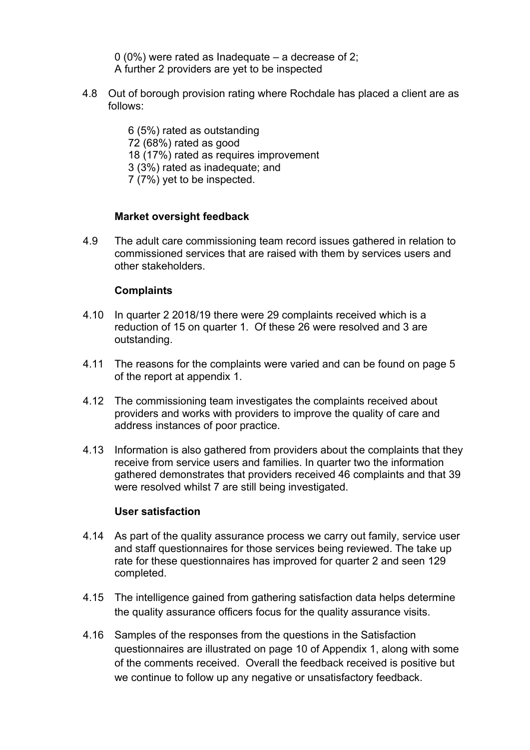0 (0%) were rated as Inadequate – a decrease of 2;
A further 2 providers are yet to be inspected

4.8 Out of borough provision rating where Rochdale has placed a client are as follows:

6 (5%) rated as outstanding
72 (68%) rated as good
18 (17%) rated as requires improvement
3 (3%) rated as inadequate; and
7 (7%) yet to be inspected.

**Market oversight feedback**

4.9 The adult care commissioning team record issues gathered in relation to commissioned services that are raised with them by services users and other stakeholders.

**Complaints**

4.10 In quarter 2 2018/19 there were 29 complaints received which is a reduction of 15 on quarter 1. Of these 26 were resolved and 3 are outstanding.

4.11 The reasons for the complaints were varied and can be found on page 5 of the report at appendix 1.

4.12 The commissioning team investigates the complaints received about providers and works with providers to improve the quality of care and address instances of poor practice.

4.13 Information is also gathered from providers about the complaints that they receive from service users and families. In quarter two the information gathered demonstrates that providers received 46 complaints and that 39 were resolved whilst 7 are still being investigated.

**User satisfaction**

4.14 As part of the quality assurance process we carry out family, service user and staff questionnaires for those services being reviewed. The take up rate for these questionnaires has improved for quarter 2 and seen 129 completed.

4.15 The intelligence gained from gathering satisfaction data helps determine the quality assurance officers focus for the quality assurance visits.

4.16 Samples of the responses from the questions in the Satisfaction questionnaires are illustrated on page 10 of Appendix 1, along with some of the comments received. Overall the feedback received is positive but we continue to follow up any negative or unsatisfactory feedback.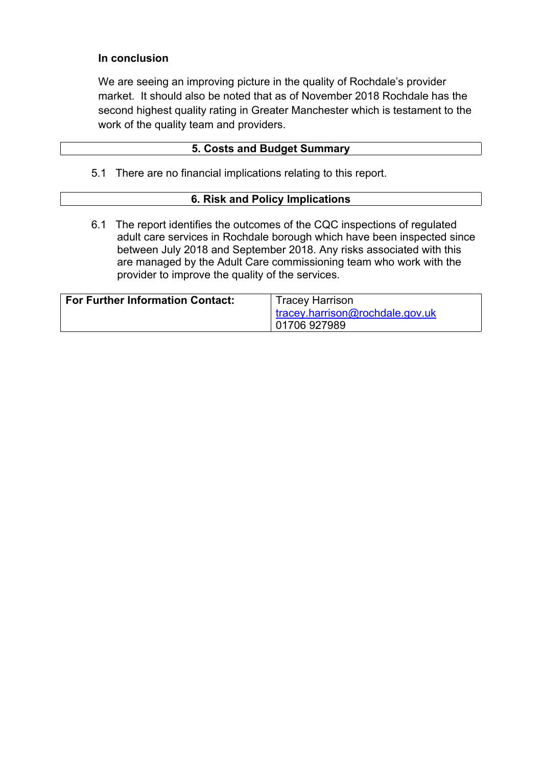**In conclusion**

We are seeing an improving picture in the quality of Rochdale's provider market. It should also be noted that as of November 2018 Rochdale has the second highest quality rating in Greater Manchester which is testament to the work of the quality team and providers.

## 5. Costs and Budget Summary

5.1 There are no financial implications relating to this report.

## 6. Risk and Policy Implications

6.1 The report identifies the outcomes of the CQC inspections of regulated adult care services in Rochdale borough which have been inspected since between July 2018 and September 2018. Any risks associated with this are managed by the Adult Care commissioning team who work with the provider to improve the quality of the services.

| | |
|---|---|
| **For Further Information Contact:** | Tracey Harrison<br>tracey.harrison@rochdale.gov.uk<br>01706 927989 |